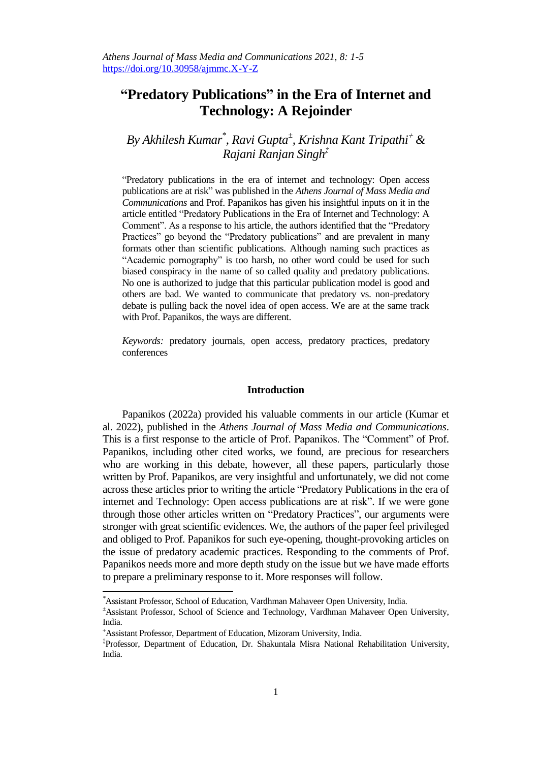# "Predatory Publications" in the Era of Internet and Technology: A Rejoinder

*By Akhilesh Kumar[\*], Ravi Gupta[±], Krishna Kant Tripathi[+] & Rajani Ranjan Singh[‡]*

"Predatory publications in the era of internet and technology: Open access publications are at risk" was published in the *Athens Journal of Mass Media and Communications* and Prof. Papanikos has given his insightful inputs on it in the article entitled "Predatory Publications in the Era of Internet and Technology: A Comment". As a response to his article, the authors identified that the "Predatory Practices" go beyond the "Predatory publications" and are prevalent in many formats other than scientific publications. Although naming such practices as "Academic pornography" is too harsh, no other word could be used for such biased conspiracy in the name of so called quality and predatory publications. No one is authorized to judge that this particular publication model is good and others are bad. We wanted to communicate that predatory vs. non-predatory debate is pulling back the novel idea of open access. We are at the same track with Prof. Papanikos, the ways are different.

*Keywords:* predatory journals, open access, predatory practices, predatory conferences

## Introduction

Papanikos (2022a) provided his valuable comments in our article (Kumar et al. 2022), published in the *Athens Journal of Mass Media and Communications*. This is a first response to the article of Prof. Papanikos. The "Comment" of Prof. Papanikos, including other cited works, we found, are precious for researchers who are working in this debate, however, all these papers, particularly those written by Prof. Papanikos, are very insightful and unfortunately, we did not come across these articles prior to writing the article "Predatory Publications in the era of internet and Technology: Open access publications are at risk". If we were gone through those other articles written on "Predatory Practices", our arguments were stronger with great scientific evidences. We, the authors of the paper feel privileged and obliged to Prof. Papanikos for such eye-opening, thought-provoking articles on the issue of predatory academic practices. Responding to the comments of Prof. Papanikos needs more and more depth study on the issue but we have made efforts to prepare a preliminary response to it. More responses will follow.

---

[\*]Assistant Professor, School of Education, Vardhman Mahaveer Open University, India.

[±]Assistant Professor, School of Science and Technology, Vardhman Mahaveer Open University, India.

[+]Assistant Professor, Department of Education, Mizoram University, India.

[‡]Professor, Department of Education, Dr. Shakuntala Misra National Rehabilitation University, India.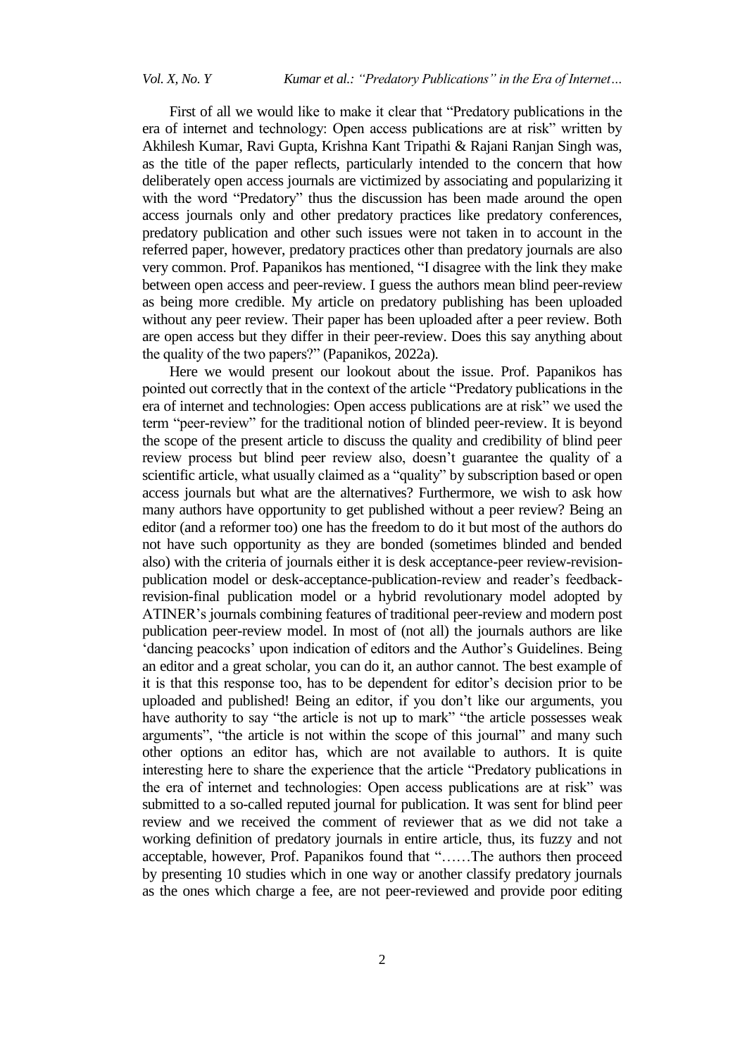First of all we would like to make it clear that "Predatory publications in the era of internet and technology: Open access publications are at risk" written by Akhilesh Kumar, Ravi Gupta, Krishna Kant Tripathi & Rajani Ranjan Singh was, as the title of the paper reflects, particularly intended to the concern that how deliberately open access journals are victimized by associating and popularizing it with the word "Predatory" thus the discussion has been made around the open access journals only and other predatory practices like predatory conferences, predatory publication and other such issues were not taken in to account in the referred paper, however, predatory practices other than predatory journals are also very common. Prof. Papanikos has mentioned, "I disagree with the link they make between open access and peer-review. I guess the authors mean blind peer-review as being more credible. My article on predatory publishing has been uploaded without any peer review. Their paper has been uploaded after a peer review. Both are open access but they differ in their peer-review. Does this say anything about the quality of the two papers?" (Papanikos, 2022a).

Here we would present our lookout about the issue. Prof. Papanikos has pointed out correctly that in the context of the article "Predatory publications in the era of internet and technologies: Open access publications are at risk" we used the term "peer-review" for the traditional notion of blinded peer-review. It is beyond the scope of the present article to discuss the quality and credibility of blind peer review process but blind peer review also, doesn't guarantee the quality of a scientific article, what usually claimed as a "quality" by subscription based or open access journals but what are the alternatives? Furthermore, we wish to ask how many authors have opportunity to get published without a peer review? Being an editor (and a reformer too) one has the freedom to do it but most of the authors do not have such opportunity as they are bonded (sometimes blinded and bended also) with the criteria of journals either it is desk acceptance-peer review-revision-publication model or desk-acceptance-publication-review and reader's feedback-revision-final publication model or a hybrid revolutionary model adopted by ATINER's journals combining features of traditional peer-review and modern post publication peer-review model. In most of (not all) the journals authors are like 'dancing peacocks' upon indication of editors and the Author's Guidelines. Being an editor and a great scholar, you can do it, an author cannot. The best example of it is that this response too, has to be dependent for editor's decision prior to be uploaded and published! Being an editor, if you don't like our arguments, you have authority to say "the article is not up to mark" "the article possesses weak arguments", "the article is not within the scope of this journal" and many such other options an editor has, which are not available to authors. It is quite interesting here to share the experience that the article "Predatory publications in the era of internet and technologies: Open access publications are at risk" was submitted to a so-called reputed journal for publication. It was sent for blind peer review and we received the comment of reviewer that as we did not take a working definition of predatory journals in entire article, thus, its fuzzy and not acceptable, however, Prof. Papanikos found that "……The authors then proceed by presenting 10 studies which in one way or another classify predatory journals as the ones which charge a fee, are not peer-reviewed and provide poor editing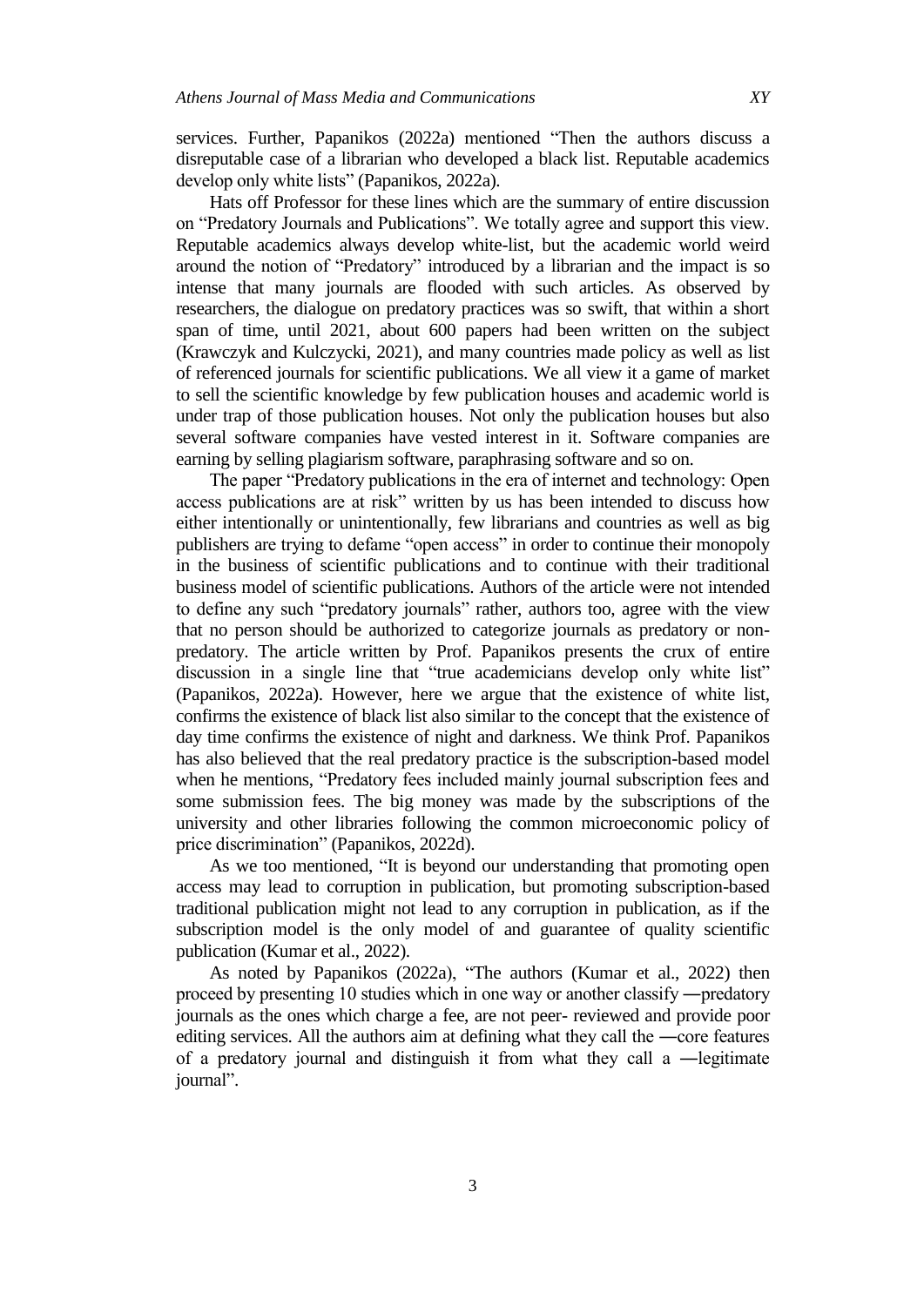services. Further, Papanikos (2022a) mentioned "Then the authors discuss a disreputable case of a librarian who developed a black list. Reputable academics develop only white lists" (Papanikos, 2022a).

Hats off Professor for these lines which are the summary of entire discussion on "Predatory Journals and Publications". We totally agree and support this view. Reputable academics always develop white-list, but the academic world weird around the notion of "Predatory" introduced by a librarian and the impact is so intense that many journals are flooded with such articles. As observed by researchers, the dialogue on predatory practices was so swift, that within a short span of time, until 2021, about 600 papers had been written on the subject (Krawczyk and Kulczycki, 2021), and many countries made policy as well as list of referenced journals for scientific publications. We all view it a game of market to sell the scientific knowledge by few publication houses and academic world is under trap of those publication houses. Not only the publication houses but also several software companies have vested interest in it. Software companies are earning by selling plagiarism software, paraphrasing software and so on.

The paper "Predatory publications in the era of internet and technology: Open access publications are at risk" written by us has been intended to discuss how either intentionally or unintentionally, few librarians and countries as well as big publishers are trying to defame "open access" in order to continue their monopoly in the business of scientific publications and to continue with their traditional business model of scientific publications. Authors of the article were not intended to define any such "predatory journals" rather, authors too, agree with the view that no person should be authorized to categorize journals as predatory or non-predatory. The article written by Prof. Papanikos presents the crux of entire discussion in a single line that "true academicians develop only white list" (Papanikos, 2022a). However, here we argue that the existence of white list, confirms the existence of black list also similar to the concept that the existence of day time confirms the existence of night and darkness. We think Prof. Papanikos has also believed that the real predatory practice is the subscription-based model when he mentions, "Predatory fees included mainly journal subscription fees and some submission fees. The big money was made by the subscriptions of the university and other libraries following the common microeconomic policy of price discrimination" (Papanikos, 2022d).

As we too mentioned, "It is beyond our understanding that promoting open access may lead to corruption in publication, but promoting subscription-based traditional publication might not lead to any corruption in publication, as if the subscription model is the only model of and guarantee of quality scientific publication (Kumar et al., 2022).

As noted by Papanikos (2022a), "The authors (Kumar et al., 2022) then proceed by presenting 10 studies which in one way or another classify ―predatory journals as the ones which charge a fee, are not peer- reviewed and provide poor editing services. All the authors aim at defining what they call the ―core features of a predatory journal and distinguish it from what they call a ―legitimate journal".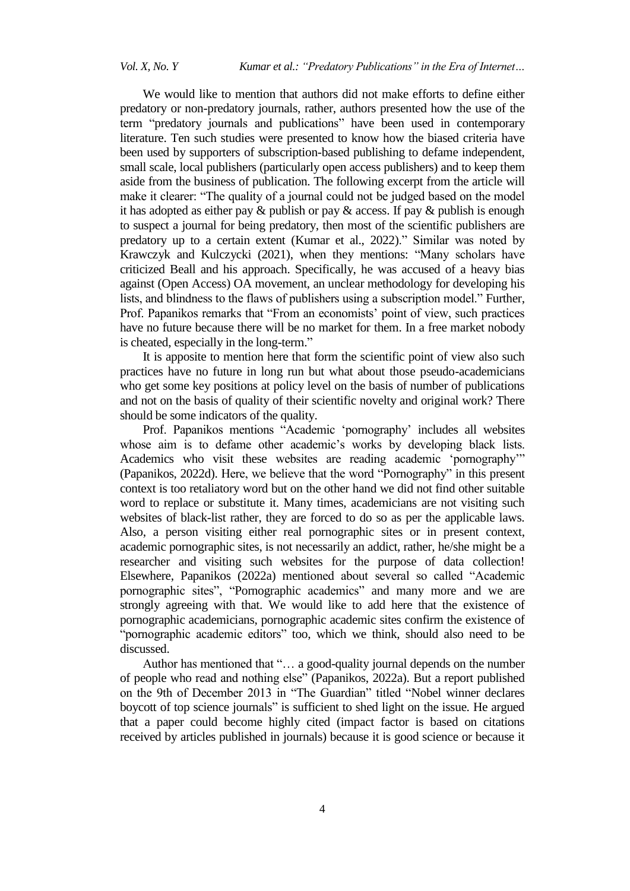We would like to mention that authors did not make efforts to define either predatory or non-predatory journals, rather, authors presented how the use of the term "predatory journals and publications" have been used in contemporary literature. Ten such studies were presented to know how the biased criteria have been used by supporters of subscription-based publishing to defame independent, small scale, local publishers (particularly open access publishers) and to keep them aside from the business of publication. The following excerpt from the article will make it clearer: "The quality of a journal could not be judged based on the model it has adopted as either pay & publish or pay & access. If pay & publish is enough to suspect a journal for being predatory, then most of the scientific publishers are predatory up to a certain extent (Kumar et al., 2022)." Similar was noted by Krawczyk and Kulczycki (2021), when they mentions: "Many scholars have criticized Beall and his approach. Specifically, he was accused of a heavy bias against (Open Access) OA movement, an unclear methodology for developing his lists, and blindness to the flaws of publishers using a subscription model." Further, Prof. Papanikos remarks that "From an economists' point of view, such practices have no future because there will be no market for them. In a free market nobody is cheated, especially in the long-term."

It is apposite to mention here that form the scientific point of view also such practices have no future in long run but what about those pseudo-academicians who get some key positions at policy level on the basis of number of publications and not on the basis of quality of their scientific novelty and original work? There should be some indicators of the quality.

Prof. Papanikos mentions "Academic 'pornography' includes all websites whose aim is to defame other academic's works by developing black lists. Academics who visit these websites are reading academic 'pornography'" (Papanikos, 2022d). Here, we believe that the word "Pornography" in this present context is too retaliatory word but on the other hand we did not find other suitable word to replace or substitute it. Many times, academicians are not visiting such websites of black-list rather, they are forced to do so as per the applicable laws. Also, a person visiting either real pornographic sites or in present context, academic pornographic sites, is not necessarily an addict, rather, he/she might be a researcher and visiting such websites for the purpose of data collection! Elsewhere, Papanikos (2022a) mentioned about several so called "Academic pornographic sites", "Pornographic academics" and many more and we are strongly agreeing with that. We would like to add here that the existence of pornographic academicians, pornographic academic sites confirm the existence of "pornographic academic editors" too, which we think, should also need to be discussed.

Author has mentioned that "… a good-quality journal depends on the number of people who read and nothing else" (Papanikos, 2022a). But a report published on the 9th of December 2013 in "The Guardian" titled "Nobel winner declares boycott of top science journals" is sufficient to shed light on the issue. He argued that a paper could become highly cited (impact factor is based on citations received by articles published in journals) because it is good science or because it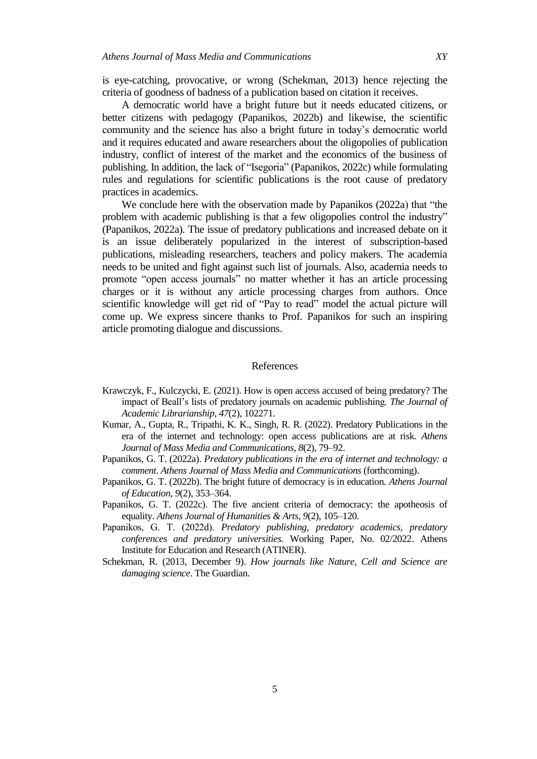is eye-catching, provocative, or wrong (Schekman, 2013) hence rejecting the criteria of goodness of badness of a publication based on citation it receives.

A democratic world have a bright future but it needs educated citizens, or better citizens with pedagogy (Papanikos, 2022b) and likewise, the scientific community and the science has also a bright future in today's democratic world and it requires educated and aware researchers about the oligopolies of publication industry, conflict of interest of the market and the economics of the business of publishing. In addition, the lack of "Isegoria" (Papanikos, 2022c) while formulating rules and regulations for scientific publications is the root cause of predatory practices in academics.

We conclude here with the observation made by Papanikos (2022a) that "the problem with academic publishing is that a few oligopolies control the industry" (Papanikos, 2022a). The issue of predatory publications and increased debate on it is an issue deliberately popularized in the interest of subscription-based publications, misleading researchers, teachers and policy makers. The academia needs to be united and fight against such list of journals. Also, academia needs to promote "open access journals" no matter whether it has an article processing charges or it is without any article processing charges from authors. Once scientific knowledge will get rid of "Pay to read" model the actual picture will come up. We express sincere thanks to Prof. Papanikos for such an inspiring article promoting dialogue and discussions.

## References

Krawczyk, F., Kulczycki, E. (2021). How is open access accused of being predatory? The impact of Beall's lists of predatory journals on academic publishing. *The Journal of Academic Librarianship*, *47*(2), 102271.

Kumar, A., Gupta, R., Tripathi, K. K., Singh, R. R. (2022). Predatory Publications in the era of the internet and technology: open access publications are at risk. *Athens Journal of Mass Media and Communications*, *8*(2), 79–92.

Papanikos, G. T. (2022a). *Predatory publications in the era of internet and technology: a comment*. *Athens Journal of Mass Media and Communications* (forthcoming).

Papanikos, G. T. (2022b). The bright future of democracy is in education. *Athens Journal of Education*, *9*(2), 353–364.

Papanikos, G. T. (2022c). The five ancient criteria of democracy: the apotheosis of equality. *Athens Journal of Humanities & Arts*, *9*(2), 105–120.

Papanikos, G. T. (2022d). *Predatory publishing, predatory academics, predatory conferences and predatory universities.* Working Paper, No. 02/2022. Athens Institute for Education and Research (ATINER).

Schekman, R. (2013, December 9). *How journals like Nature, Cell and Science are damaging science*. The Guardian.